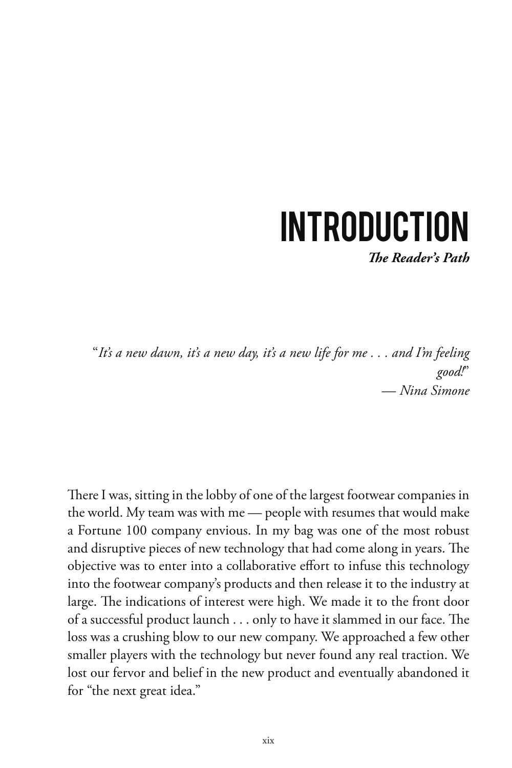# INTRODUCTION

***The Reader's Path***

"*It's a new dawn, it's a new day, it's a new life for me . . . and I'm feeling good!*"
— *Nina Simone*

There I was, sitting in the lobby of one of the largest footwear companies in the world. My team was with me — people with resumes that would make a Fortune 100 company envious. In my bag was one of the most robust and disruptive pieces of new technology that had come along in years. The objective was to enter into a collaborative effort to infuse this technology into the footwear company's products and then release it to the industry at large. The indications of interest were high. We made it to the front door of a successful product launch . . . only to have it slammed in our face. The loss was a crushing blow to our new company. We approached a few other smaller players with the technology but never found any real traction. We lost our fervor and belief in the new product and eventually abandoned it for "the next great idea."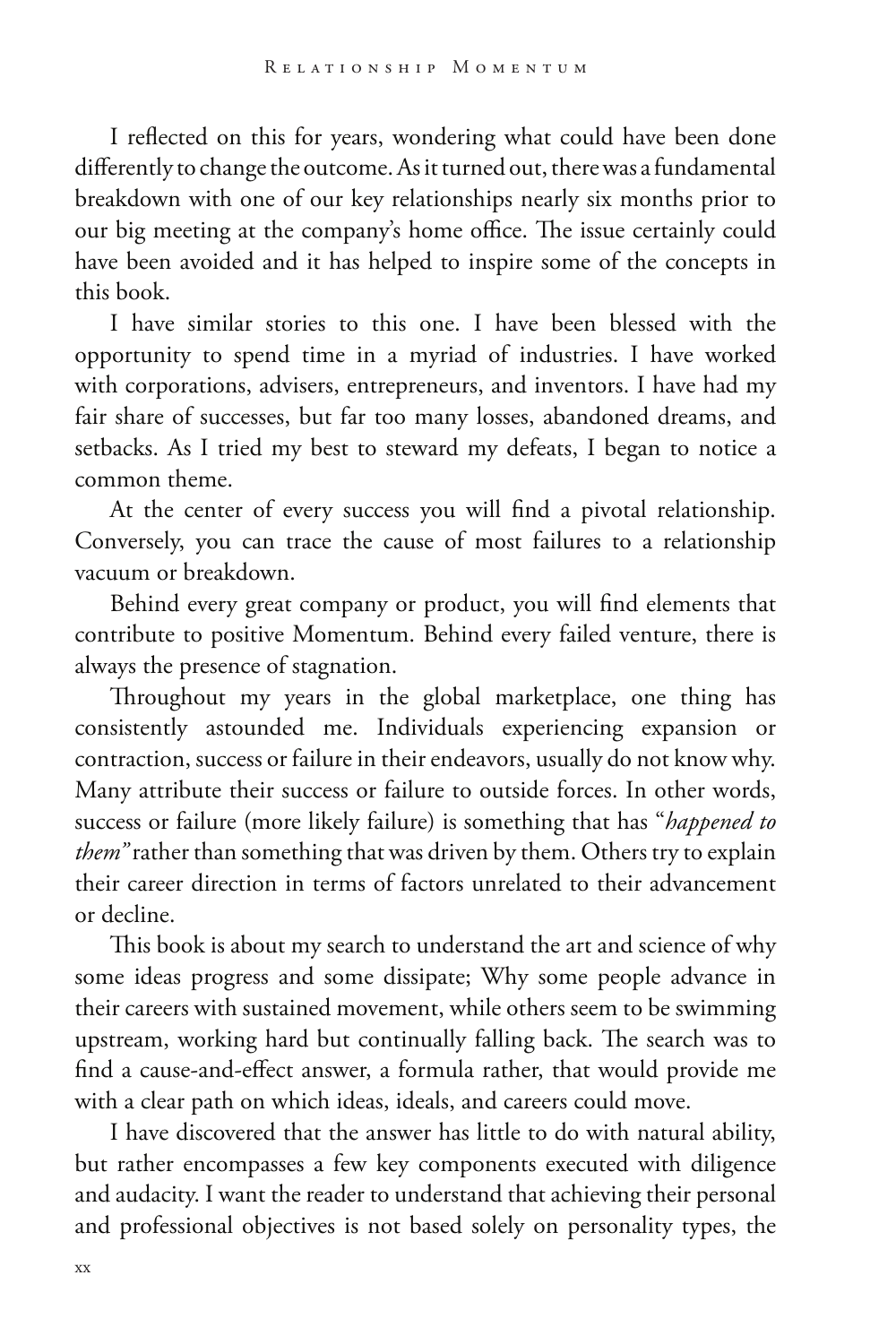I reflected on this for years, wondering what could have been done differently to change the outcome. As it turned out, there was a fundamental breakdown with one of our key relationships nearly six months prior to our big meeting at the company's home office. The issue certainly could have been avoided and it has helped to inspire some of the concepts in this book.

I have similar stories to this one. I have been blessed with the opportunity to spend time in a myriad of industries. I have worked with corporations, advisers, entrepreneurs, and inventors. I have had my fair share of successes, but far too many losses, abandoned dreams, and setbacks. As I tried my best to steward my defeats, I began to notice a common theme.

At the center of every success you will find a pivotal relationship. Conversely, you can trace the cause of most failures to a relationship vacuum or breakdown.

Behind every great company or product, you will find elements that contribute to positive Momentum. Behind every failed venture, there is always the presence of stagnation.

Throughout my years in the global marketplace, one thing has consistently astounded me. Individuals experiencing expansion or contraction, success or failure in their endeavors, usually do not know why. Many attribute their success or failure to outside forces. In other words, success or failure (more likely failure) is something that has "*happened to them*" rather than something that was driven by them. Others try to explain their career direction in terms of factors unrelated to their advancement or decline.

This book is about my search to understand the art and science of why some ideas progress and some dissipate; Why some people advance in their careers with sustained movement, while others seem to be swimming upstream, working hard but continually falling back. The search was to find a cause-and-effect answer, a formula rather, that would provide me with a clear path on which ideas, ideals, and careers could move.

I have discovered that the answer has little to do with natural ability, but rather encompasses a few key components executed with diligence and audacity. I want the reader to understand that achieving their personal and professional objectives is not based solely on personality types, the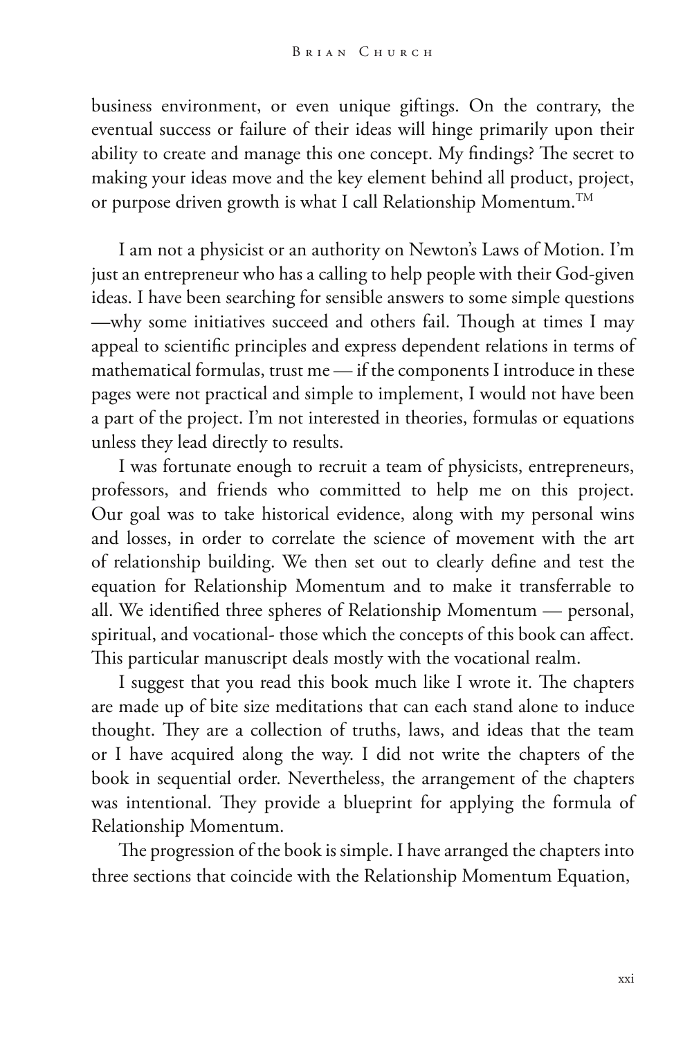business environment, or even unique giftings. On the contrary, the eventual success or failure of their ideas will hinge primarily upon their ability to create and manage this one concept. My findings? The secret to making your ideas move and the key element behind all product, project, or purpose driven growth is what I call Relationship Momentum.™

I am not a physicist or an authority on Newton's Laws of Motion. I'm just an entrepreneur who has a calling to help people with their God-given ideas. I have been searching for sensible answers to some simple questions —why some initiatives succeed and others fail. Though at times I may appeal to scientific principles and express dependent relations in terms of mathematical formulas, trust me — if the components I introduce in these pages were not practical and simple to implement, I would not have been a part of the project. I'm not interested in theories, formulas or equations unless they lead directly to results.

I was fortunate enough to recruit a team of physicists, entrepreneurs, professors, and friends who committed to help me on this project. Our goal was to take historical evidence, along with my personal wins and losses, in order to correlate the science of movement with the art of relationship building. We then set out to clearly define and test the equation for Relationship Momentum and to make it transferrable to all. We identified three spheres of Relationship Momentum — personal, spiritual, and vocational- those which the concepts of this book can affect. This particular manuscript deals mostly with the vocational realm.

I suggest that you read this book much like I wrote it. The chapters are made up of bite size meditations that can each stand alone to induce thought. They are a collection of truths, laws, and ideas that the team or I have acquired along the way. I did not write the chapters of the book in sequential order. Nevertheless, the arrangement of the chapters was intentional. They provide a blueprint for applying the formula of Relationship Momentum.

The progression of the book is simple. I have arranged the chapters into three sections that coincide with the Relationship Momentum Equation,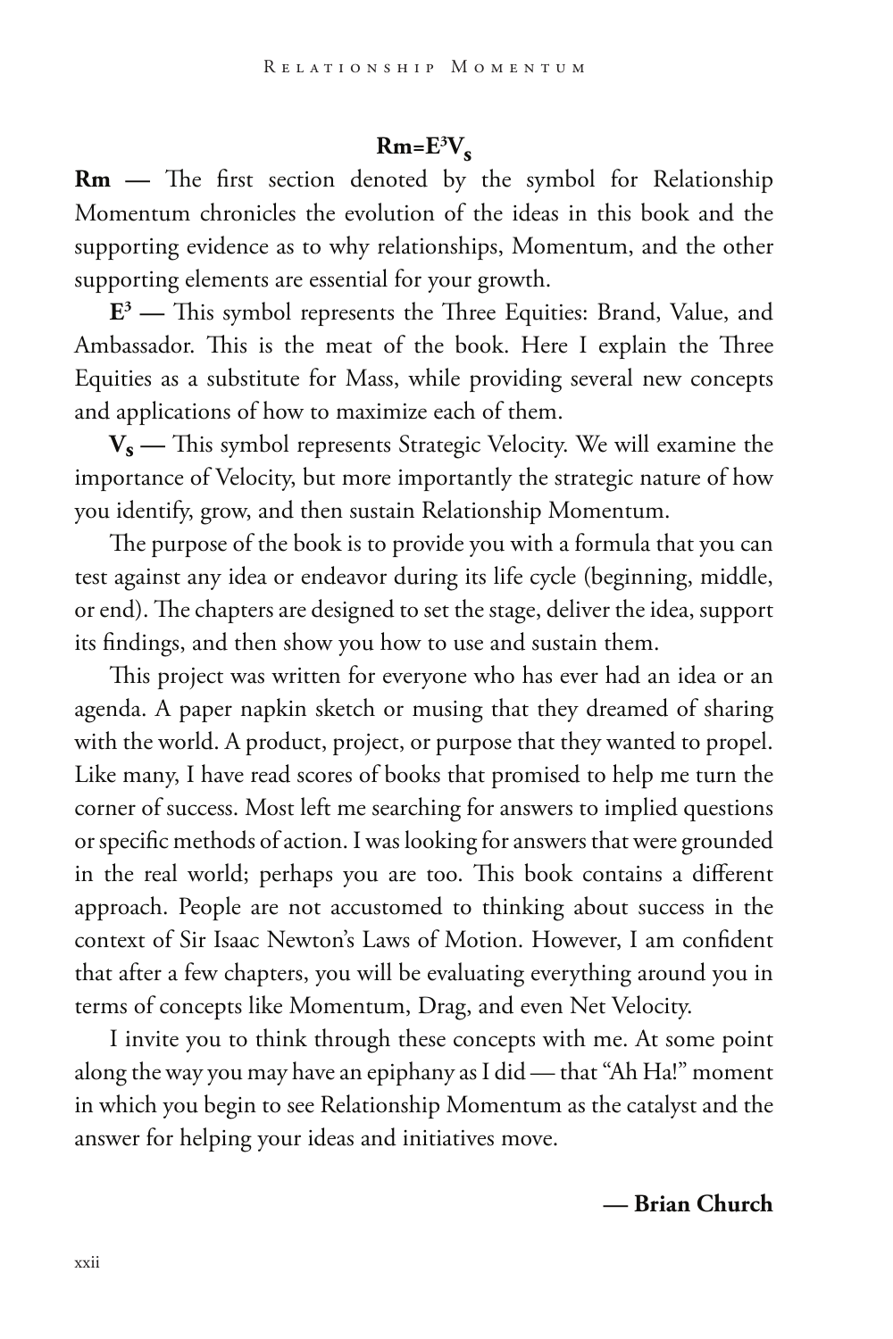**$Rm=E^3V_s$**

**Rm —** The first section denoted by the symbol for Relationship Momentum chronicles the evolution of the ideas in this book and the supporting evidence as to why relationships, Momentum, and the other supporting elements are essential for your growth.

**$E^3$ —** This symbol represents the Three Equities: Brand, Value, and Ambassador. This is the meat of the book. Here I explain the Three Equities as a substitute for Mass, while providing several new concepts and applications of how to maximize each of them.

**$V_s$ —** This symbol represents Strategic Velocity. We will examine the importance of Velocity, but more importantly the strategic nature of how you identify, grow, and then sustain Relationship Momentum.

The purpose of the book is to provide you with a formula that you can test against any idea or endeavor during its life cycle (beginning, middle, or end). The chapters are designed to set the stage, deliver the idea, support its findings, and then show you how to use and sustain them.

This project was written for everyone who has ever had an idea or an agenda. A paper napkin sketch or musing that they dreamed of sharing with the world. A product, project, or purpose that they wanted to propel. Like many, I have read scores of books that promised to help me turn the corner of success. Most left me searching for answers to implied questions or specific methods of action. I was looking for answers that were grounded in the real world; perhaps you are too. This book contains a different approach. People are not accustomed to thinking about success in the context of Sir Isaac Newton's Laws of Motion. However, I am confident that after a few chapters, you will be evaluating everything around you in terms of concepts like Momentum, Drag, and even Net Velocity.

I invite you to think through these concepts with me. At some point along the way you may have an epiphany as I did — that "Ah Ha!" moment in which you begin to see Relationship Momentum as the catalyst and the answer for helping your ideas and initiatives move.

**— Brian Church**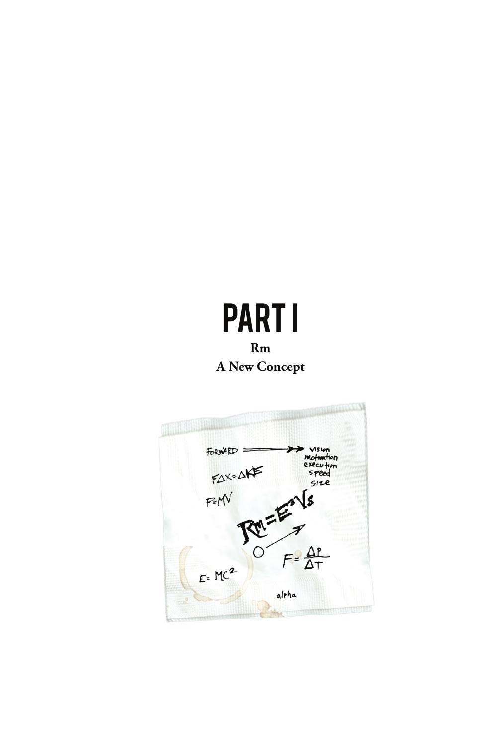# PART I

**Rm**

**A New Concept**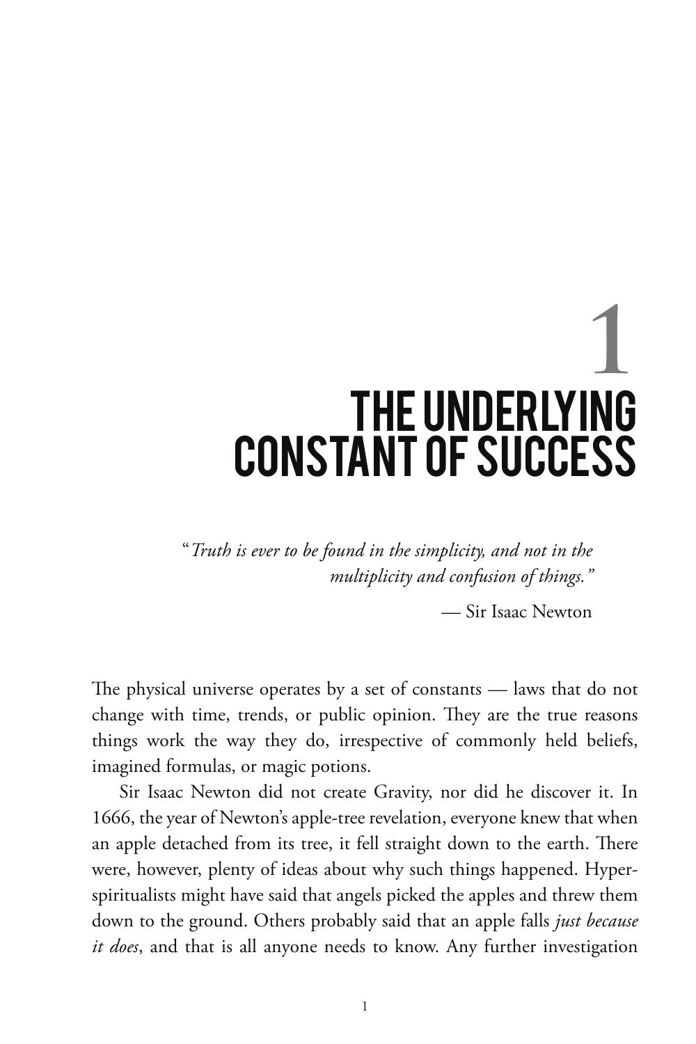# 1 THE UNDERLYING CONSTANT OF SUCCESS

> "*Truth is ever to be found in the simplicity, and not in the multiplicity and confusion of things.*"
>
> — Sir Isaac Newton

The physical universe operates by a set of constants — laws that do not change with time, trends, or public opinion. They are the true reasons things work the way they do, irrespective of commonly held beliefs, imagined formulas, or magic potions.

Sir Isaac Newton did not create Gravity, nor did he discover it. In 1666, the year of Newton's apple-tree revelation, everyone knew that when an apple detached from its tree, it fell straight down to the earth. There were, however, plenty of ideas about why such things happened. Hyper-spiritualists might have said that angels picked the apples and threw them down to the ground. Others probably said that an apple falls *just because it does*, and that is all anyone needs to know. Any further investigation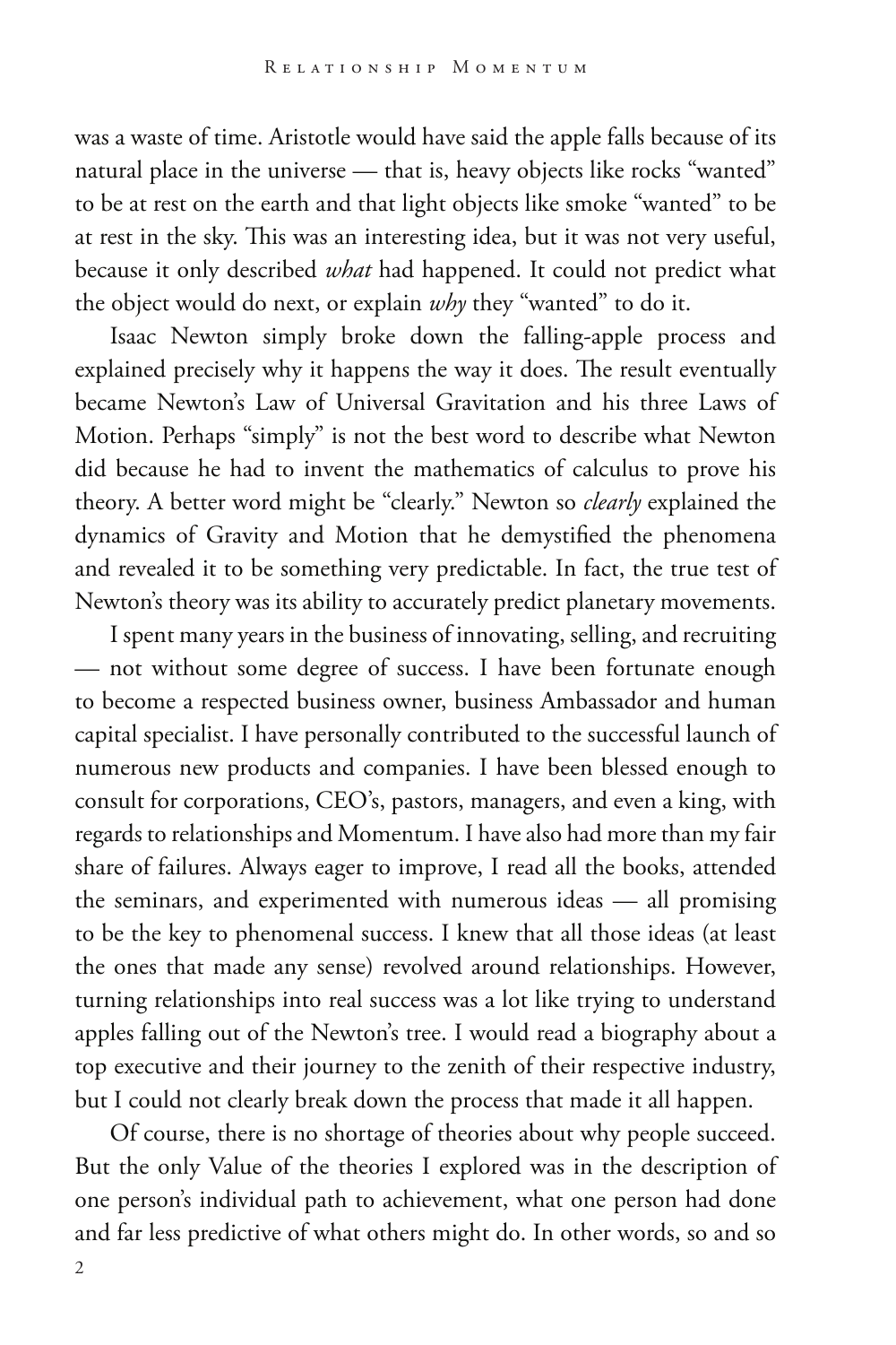was a waste of time. Aristotle would have said the apple falls because of its natural place in the universe — that is, heavy objects like rocks "wanted" to be at rest on the earth and that light objects like smoke "wanted" to be at rest in the sky. This was an interesting idea, but it was not very useful, because it only described *what* had happened. It could not predict what the object would do next, or explain *why* they "wanted" to do it.

Isaac Newton simply broke down the falling-apple process and explained precisely why it happens the way it does. The result eventually became Newton's Law of Universal Gravitation and his three Laws of Motion. Perhaps "simply" is not the best word to describe what Newton did because he had to invent the mathematics of calculus to prove his theory. A better word might be "clearly." Newton so *clearly* explained the dynamics of Gravity and Motion that he demystified the phenomena and revealed it to be something very predictable. In fact, the true test of Newton's theory was its ability to accurately predict planetary movements.

I spent many years in the business of innovating, selling, and recruiting — not without some degree of success. I have been fortunate enough to become a respected business owner, business Ambassador and human capital specialist. I have personally contributed to the successful launch of numerous new products and companies. I have been blessed enough to consult for corporations, CEO's, pastors, managers, and even a king, with regards to relationships and Momentum. I have also had more than my fair share of failures. Always eager to improve, I read all the books, attended the seminars, and experimented with numerous ideas — all promising to be the key to phenomenal success. I knew that all those ideas (at least the ones that made any sense) revolved around relationships. However, turning relationships into real success was a lot like trying to understand apples falling out of the Newton's tree. I would read a biography about a top executive and their journey to the zenith of their respective industry, but I could not clearly break down the process that made it all happen.

Of course, there is no shortage of theories about why people succeed. But the only Value of the theories I explored was in the description of one person's individual path to achievement, what one person had done and far less predictive of what others might do. In other words, so and so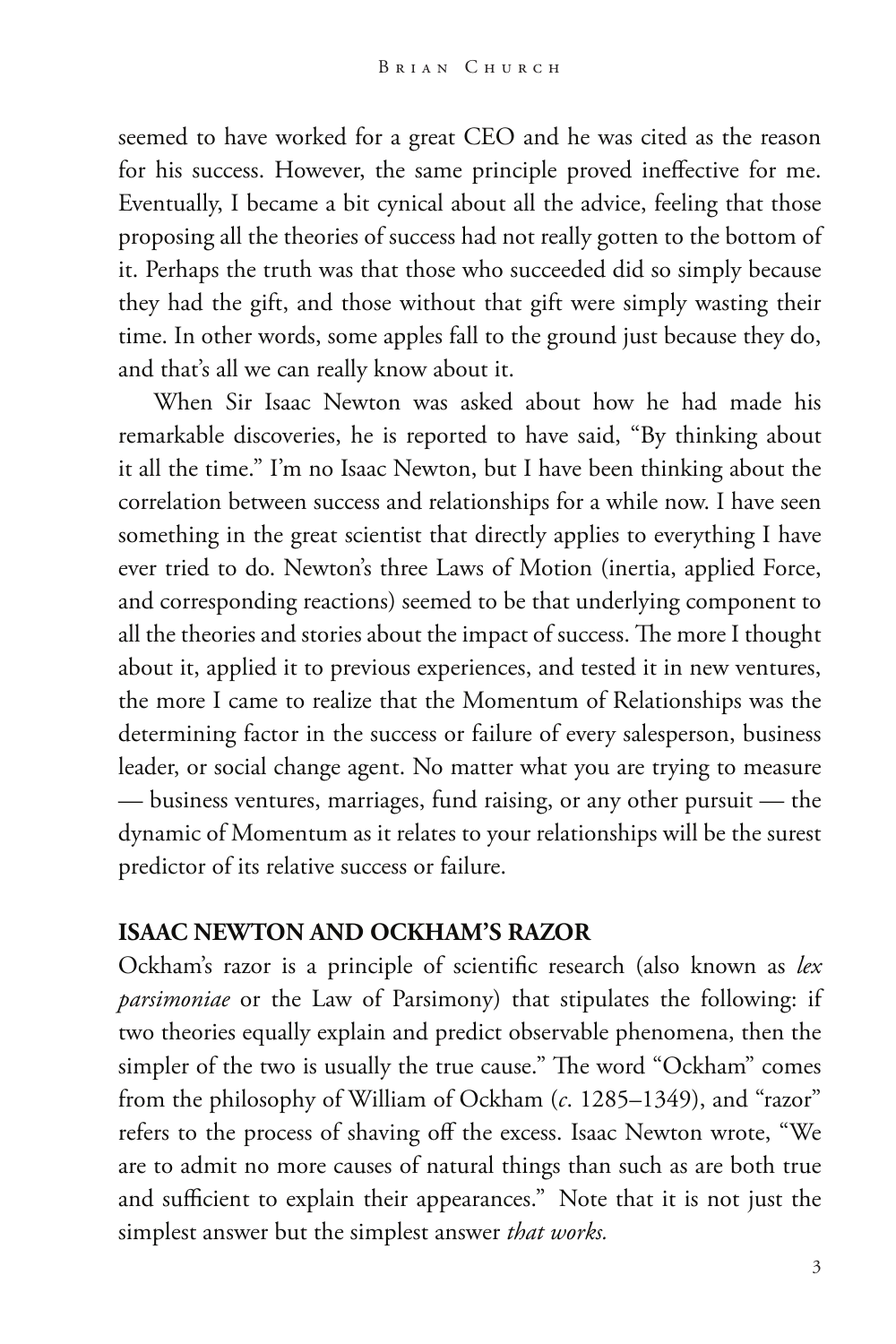seemed to have worked for a great CEO and he was cited as the reason for his success. However, the same principle proved ineffective for me. Eventually, I became a bit cynical about all the advice, feeling that those proposing all the theories of success had not really gotten to the bottom of it. Perhaps the truth was that those who succeeded did so simply because they had the gift, and those without that gift were simply wasting their time. In other words, some apples fall to the ground just because they do, and that's all we can really know about it.

When Sir Isaac Newton was asked about how he had made his remarkable discoveries, he is reported to have said, "By thinking about it all the time." I'm no Isaac Newton, but I have been thinking about the correlation between success and relationships for a while now. I have seen something in the great scientist that directly applies to everything I have ever tried to do. Newton's three Laws of Motion (inertia, applied Force, and corresponding reactions) seemed to be that underlying component to all the theories and stories about the impact of success. The more I thought about it, applied it to previous experiences, and tested it in new ventures, the more I came to realize that the Momentum of Relationships was the determining factor in the success or failure of every salesperson, business leader, or social change agent. No matter what you are trying to measure — business ventures, marriages, fund raising, or any other pursuit — the dynamic of Momentum as it relates to your relationships will be the surest predictor of its relative success or failure.

## ISAAC NEWTON AND OCKHAM'S RAZOR

Ockham's razor is a principle of scientific research (also known as *lex parsimoniae* or the Law of Parsimony) that stipulates the following: if two theories equally explain and predict observable phenomena, then the simpler of the two is usually the true cause." The word "Ockham" comes from the philosophy of William of Ockham (*c*. 1285–1349), and "razor" refers to the process of shaving off the excess. Isaac Newton wrote, "We are to admit no more causes of natural things than such as are both true and sufficient to explain their appearances." Note that it is not just the simplest answer but the simplest answer *that works.*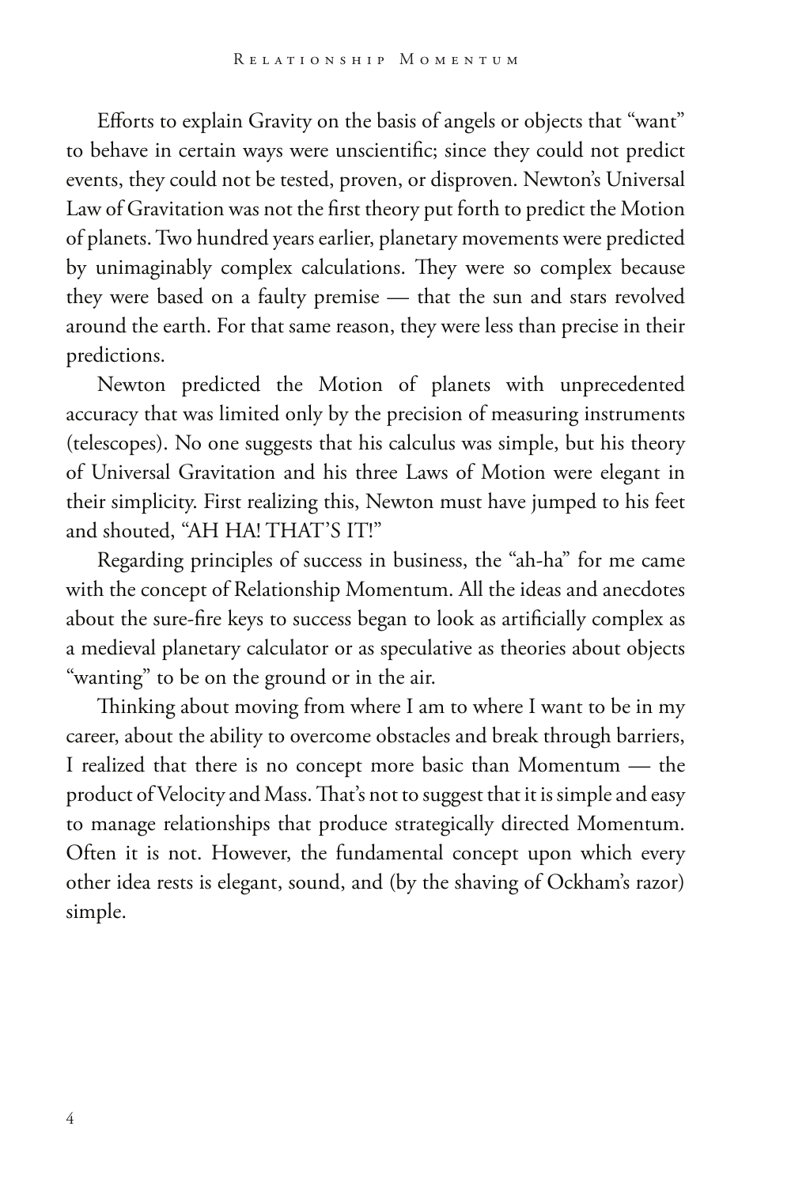Efforts to explain Gravity on the basis of angels or objects that "want" to behave in certain ways were unscientific; since they could not predict events, they could not be tested, proven, or disproven. Newton's Universal Law of Gravitation was not the first theory put forth to predict the Motion of planets. Two hundred years earlier, planetary movements were predicted by unimaginably complex calculations. They were so complex because they were based on a faulty premise — that the sun and stars revolved around the earth. For that same reason, they were less than precise in their predictions.

Newton predicted the Motion of planets with unprecedented accuracy that was limited only by the precision of measuring instruments (telescopes). No one suggests that his calculus was simple, but his theory of Universal Gravitation and his three Laws of Motion were elegant in their simplicity. First realizing this, Newton must have jumped to his feet and shouted, "AH HA! THAT'S IT!"

Regarding principles of success in business, the "ah-ha" for me came with the concept of Relationship Momentum. All the ideas and anecdotes about the sure-fire keys to success began to look as artificially complex as a medieval planetary calculator or as speculative as theories about objects "wanting" to be on the ground or in the air.

Thinking about moving from where I am to where I want to be in my career, about the ability to overcome obstacles and break through barriers, I realized that there is no concept more basic than Momentum — the product of Velocity and Mass. That's not to suggest that it is simple and easy to manage relationships that produce strategically directed Momentum. Often it is not. However, the fundamental concept upon which every other idea rests is elegant, sound, and (by the shaving of Ockham's razor) simple.